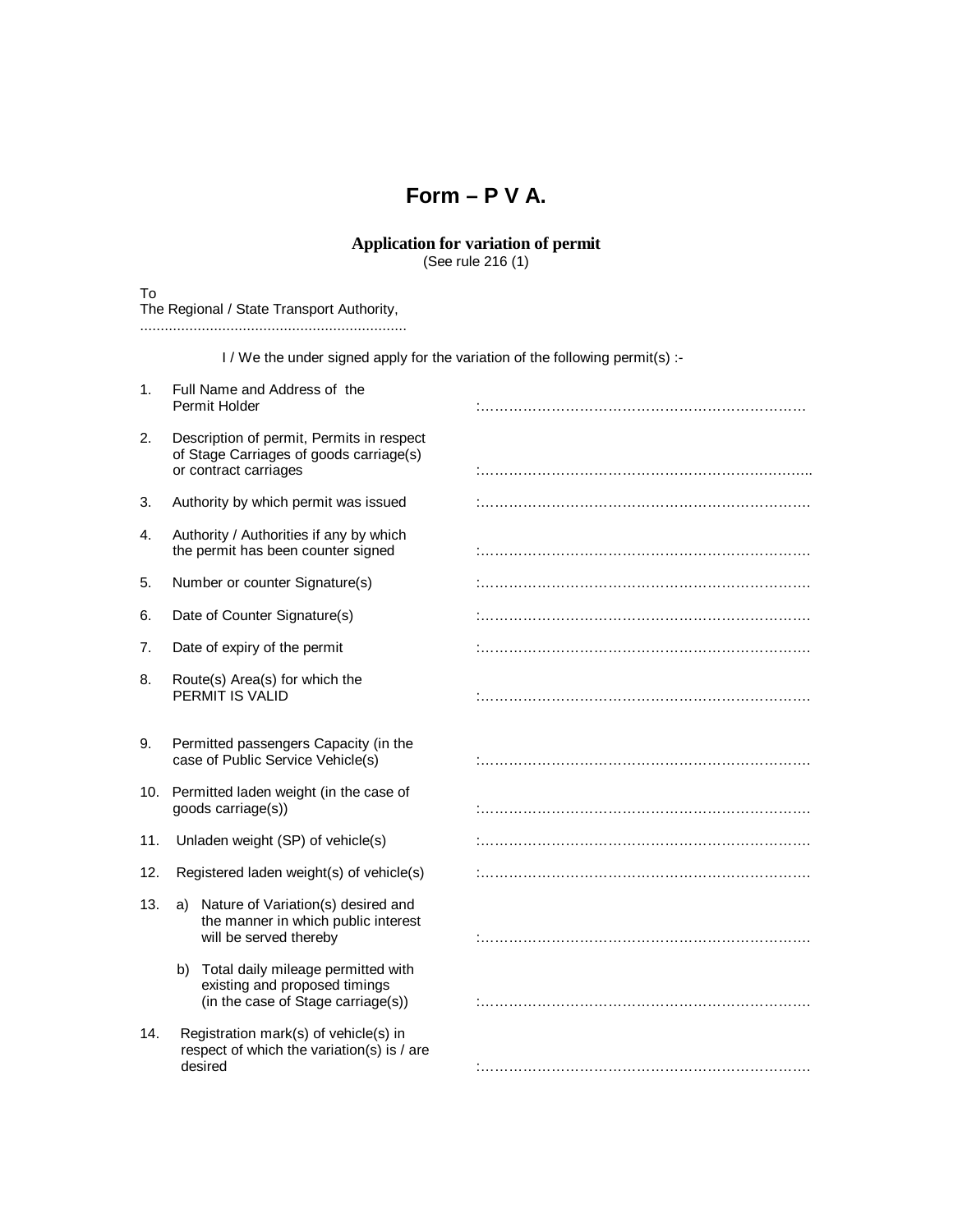# Form – P V A.

**Application for variation of permit**
(See rule 216 (1)

To
The Regional / State Transport Authority,
.................................................................

I / We the under signed apply for the variation of the following permit(s) :-

1. Full Name and Address of the Permit Holder :……………………………………………………………

2. Description of permit, Permits in respect of Stage Carriages of goods carriage(s) or contract carriages :……………………………………………………………..

3. Authority by which permit was issued :…………………………………………………………….

4. Authority / Authorities if any by which the permit has been counter signed :…………………………………………………………….

5. Number or counter Signature(s) :…………………………………………………………….

6. Date of Counter Signature(s) :…………………………………………………………….

7. Date of expiry of the permit :…………………………………………………………….

8. Route(s) Area(s) for which the PERMIT IS VALID :…………………………………………………………….

9. Permitted passengers Capacity (in the case of Public Service Vehicle(s) :…………………………………………………………….

10. Permitted laden weight (in the case of goods carriage(s)) :…………………………………………………………….

11. Unladen weight (SP) of vehicle(s) :…………………………………………………………….

12. Registered laden weight(s) of vehicle(s) :…………………………………………………………….

13. a) Nature of Variation(s) desired and the manner in which public interest will be served thereby :…………………………………………………………….

    b) Total daily mileage permitted with existing and proposed timings (in the case of Stage carriage(s)) :…………………………………………………………….

14. Registration mark(s) of vehicle(s) in respect of which the variation(s) is / are desired :…………………………………………………………….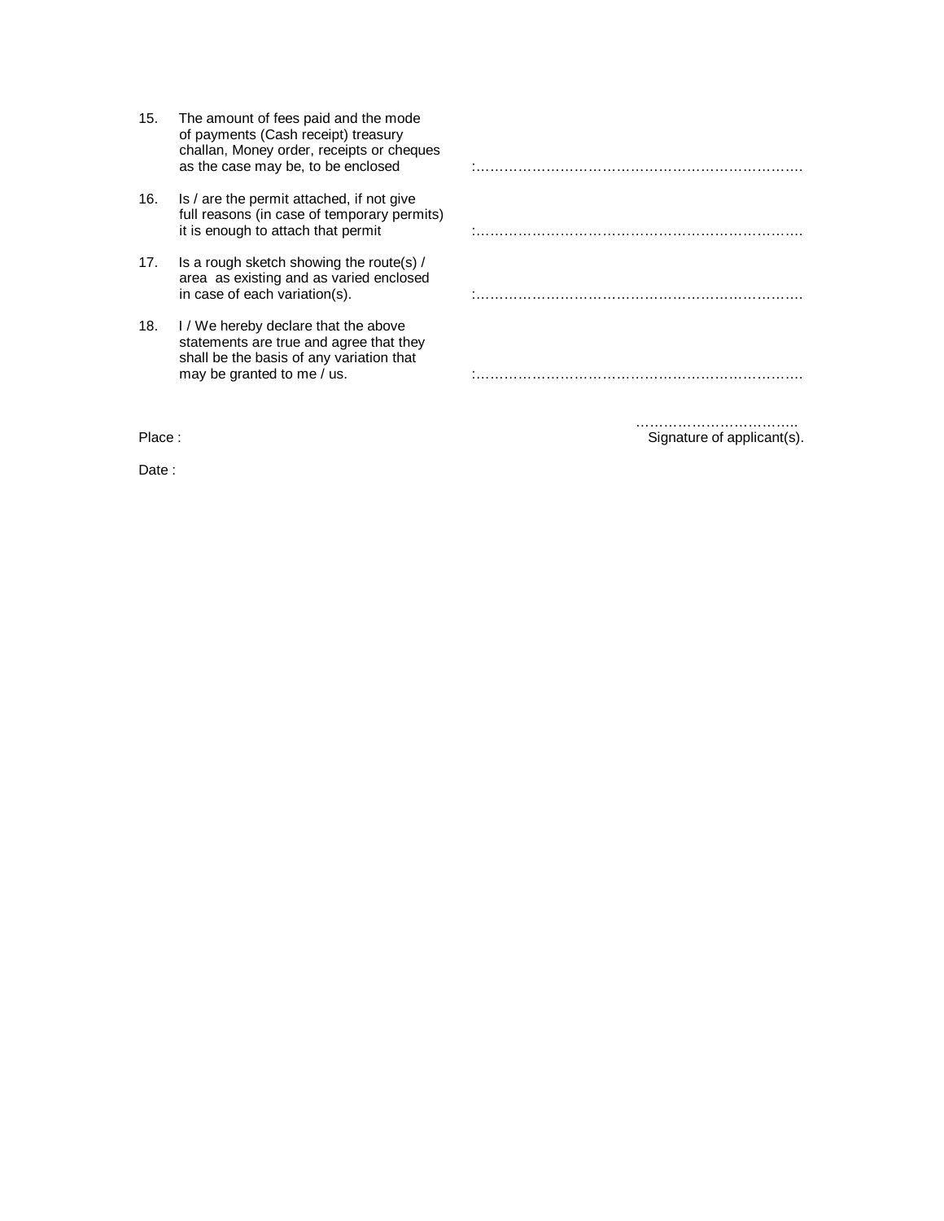15. The amount of fees paid and the mode of payments (Cash receipt) treasury challan, Money order, receipts or cheques as the case may be, to be enclosed :……………………………………………………………

16. Is / are the permit attached, if not give full reasons (in case of temporary permits) it is enough to attach that permit :……………………………………………………………

17. Is a rough sketch showing the route(s) / area as existing and as varied enclosed in case of each variation(s). :……………………………………………………………

18. I / We hereby declare that the above statements are true and agree that they shall be the basis of any variation that may be granted to me / us. :……………………………………………………………

……………………………..
Signature of applicant(s).

Place :

Date :